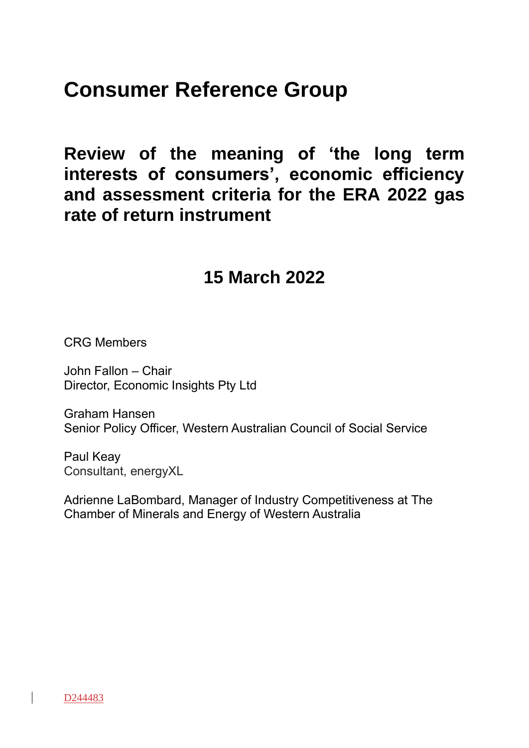# Consumer Reference Group

## Review of the meaning of 'the long term interests of consumers', economic efficiency and assessment criteria for the ERA 2022 gas rate of return instrument

### 15 March 2022

CRG Members

John Fallon – Chair
Director, Economic Insights Pty Ltd

Graham Hansen
Senior Policy Officer, Western Australian Council of Social Service

Paul Keay
Consultant, energyXL

Adrienne LaBombard, Manager of Industry Competitiveness at The Chamber of Minerals and Energy of Western Australia

D244483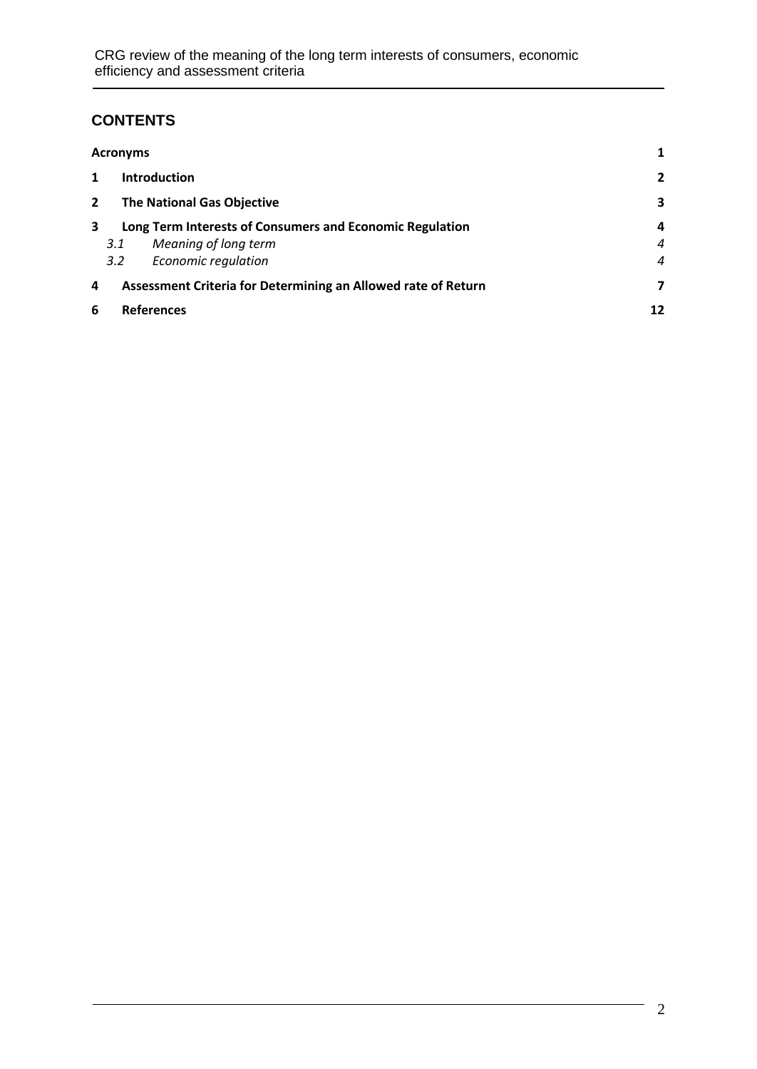## CONTENTS

| | | |
|---|---|---|
| **Acronyms** | | **1** |
| **1** | **Introduction** | **2** |
| **2** | **The National Gas Objective** | **3** |
| **3** | **Long Term Interests of Consumers and Economic Regulation** | **4** |
| *3.1* | *Meaning of long term* | *4* |
| *3.2* | *Economic regulation* | *4* |
| **4** | **Assessment Criteria for Determining an Allowed rate of Return** | **7** |
| **6** | **References** | **12** |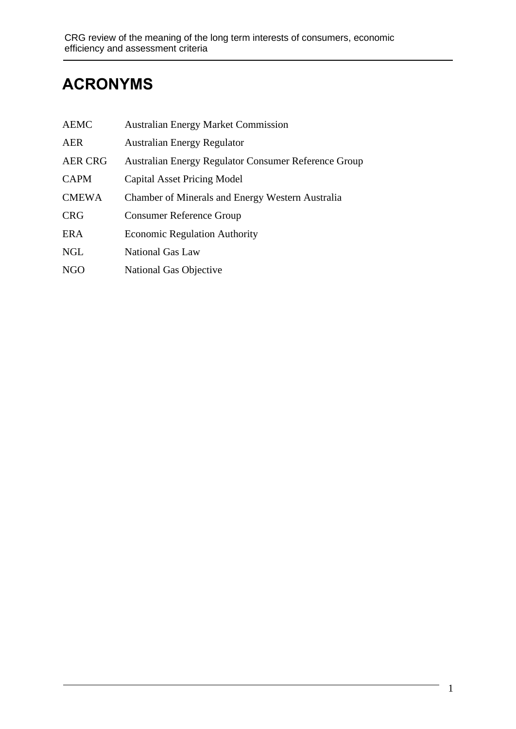# ACRONYMS

| | |
|---|---|
| AEMC | Australian Energy Market Commission |
| AER | Australian Energy Regulator |
| AER CRG | Australian Energy Regulator Consumer Reference Group |
| CAPM | Capital Asset Pricing Model |
| CMEWA | Chamber of Minerals and Energy Western Australia |
| CRG | Consumer Reference Group |
| ERA | Economic Regulation Authority |
| NGL | National Gas Law |
| NGO | National Gas Objective |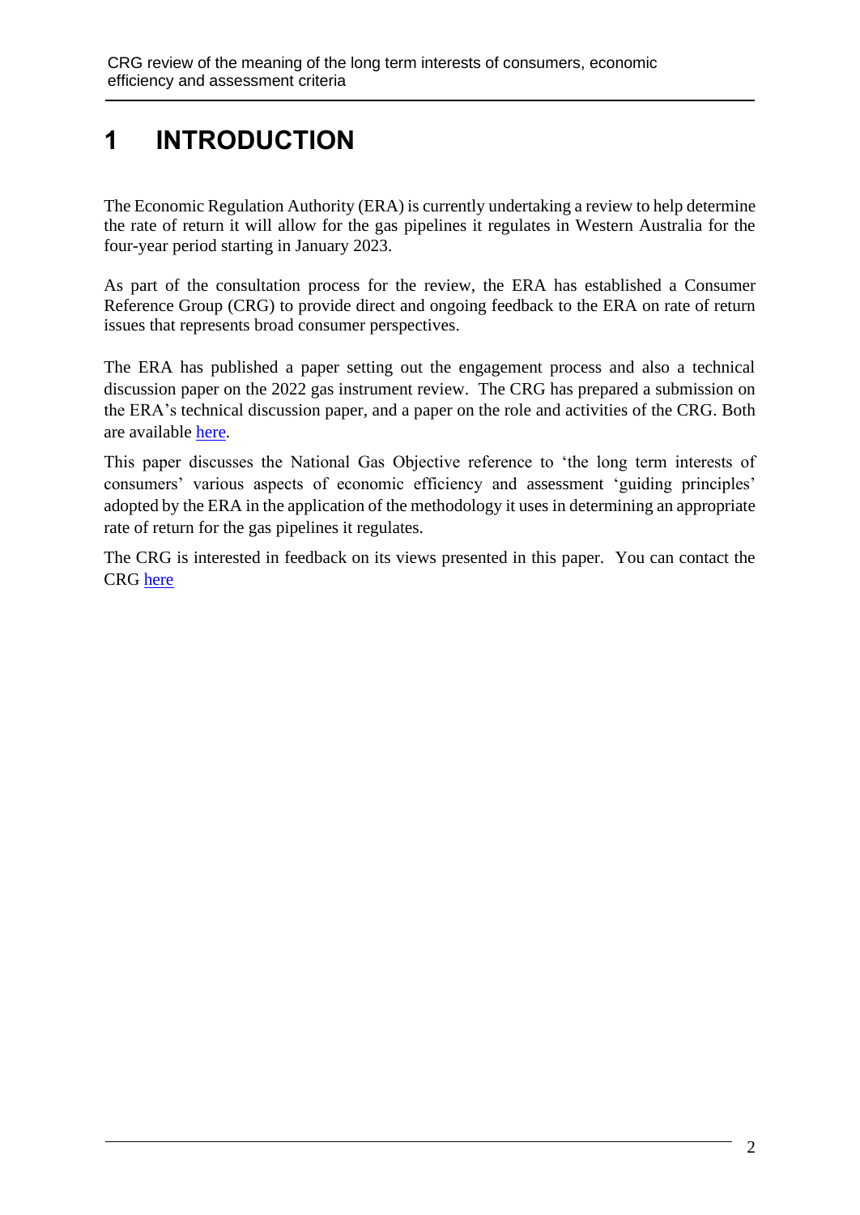# 1 INTRODUCTION

The Economic Regulation Authority (ERA) is currently undertaking a review to help determine the rate of return it will allow for the gas pipelines it regulates in Western Australia for the four-year period starting in January 2023.

As part of the consultation process for the review, the ERA has established a Consumer Reference Group (CRG) to provide direct and ongoing feedback to the ERA on rate of return issues that represents broad consumer perspectives.

The ERA has published a paper setting out the engagement process and also a technical discussion paper on the 2022 gas instrument review. The CRG has prepared a submission on the ERA's technical discussion paper, and a paper on the role and activities of the CRG. Both are available [here](#).

This paper discusses the National Gas Objective reference to 'the long term interests of consumers' various aspects of economic efficiency and assessment 'guiding principles' adopted by the ERA in the application of the methodology it uses in determining an appropriate rate of return for the gas pipelines it regulates.

The CRG is interested in feedback on its views presented in this paper. You can contact the CRG [here](#)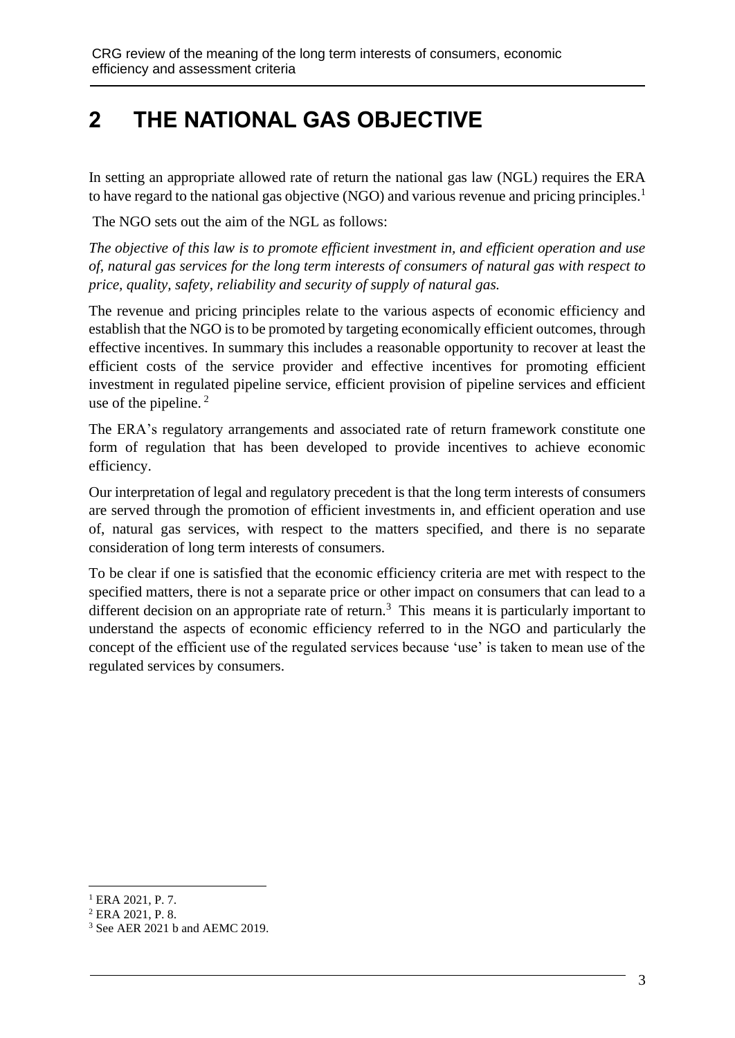# 2 THE NATIONAL GAS OBJECTIVE

In setting an appropriate allowed rate of return the national gas law (NGL) requires the ERA to have regard to the national gas objective (NGO) and various revenue and pricing principles.[1]

The NGO sets out the aim of the NGL as follows:

*The objective of this law is to promote efficient investment in, and efficient operation and use of, natural gas services for the long term interests of consumers of natural gas with respect to price, quality, safety, reliability and security of supply of natural gas.*

The revenue and pricing principles relate to the various aspects of economic efficiency and establish that the NGO is to be promoted by targeting economically efficient outcomes, through effective incentives. In summary this includes a reasonable opportunity to recover at least the efficient costs of the service provider and effective incentives for promoting efficient investment in regulated pipeline service, efficient provision of pipeline services and efficient use of the pipeline. [2]

The ERA's regulatory arrangements and associated rate of return framework constitute one form of regulation that has been developed to provide incentives to achieve economic efficiency.

Our interpretation of legal and regulatory precedent is that the long term interests of consumers are served through the promotion of efficient investments in, and efficient operation and use of, natural gas services, with respect to the matters specified, and there is no separate consideration of long term interests of consumers.

To be clear if one is satisfied that the economic efficiency criteria are met with respect to the specified matters, there is not a separate price or other impact on consumers that can lead to a different decision on an appropriate rate of return.[3] This means it is particularly important to understand the aspects of economic efficiency referred to in the NGO and particularly the concept of the efficient use of the regulated services because 'use' is taken to mean use of the regulated services by consumers.

---

[1] ERA 2021, P. 7.

[2] ERA 2021, P. 8.

[3] See AER 2021 b and AEMC 2019.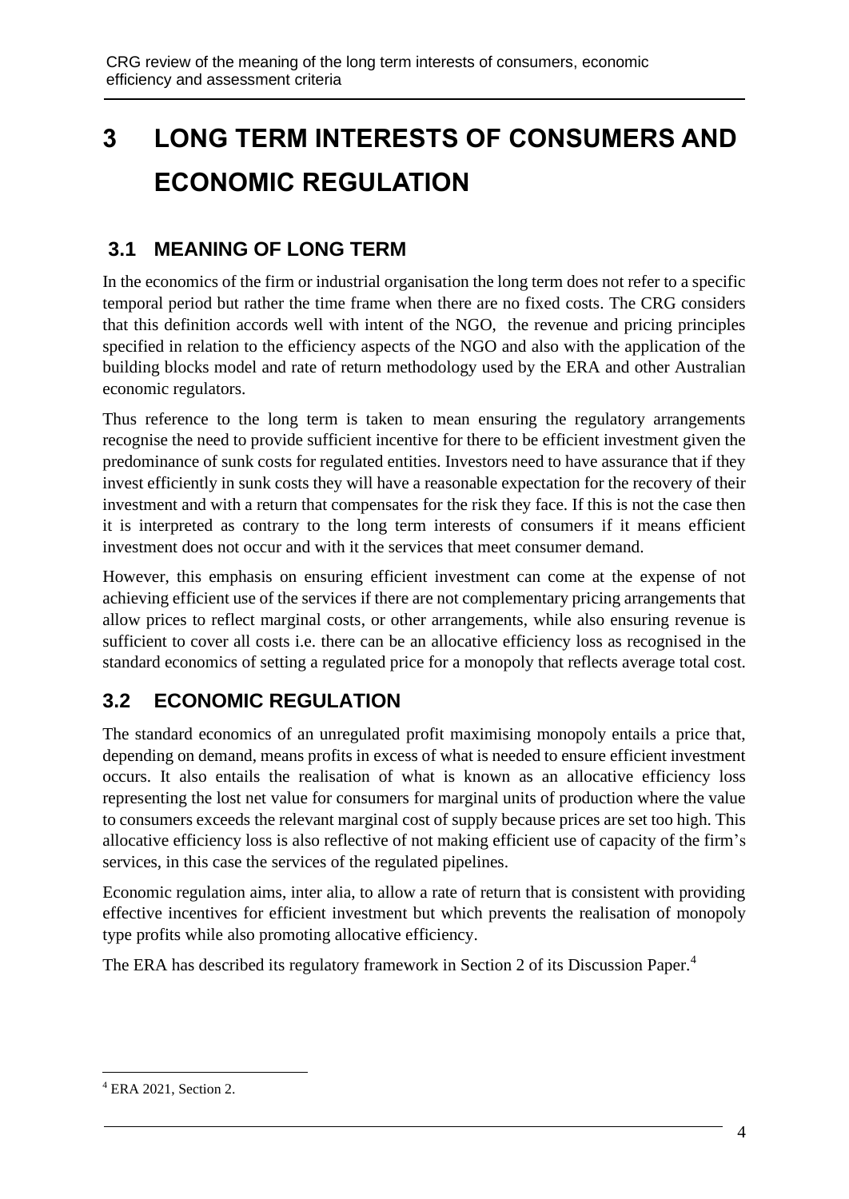# 3 LONG TERM INTERESTS OF CONSUMERS AND ECONOMIC REGULATION

## 3.1 MEANING OF LONG TERM

In the economics of the firm or industrial organisation the long term does not refer to a specific temporal period but rather the time frame when there are no fixed costs. The CRG considers that this definition accords well with intent of the NGO, the revenue and pricing principles specified in relation to the efficiency aspects of the NGO and also with the application of the building blocks model and rate of return methodology used by the ERA and other Australian economic regulators.

Thus reference to the long term is taken to mean ensuring the regulatory arrangements recognise the need to provide sufficient incentive for there to be efficient investment given the predominance of sunk costs for regulated entities. Investors need to have assurance that if they invest efficiently in sunk costs they will have a reasonable expectation for the recovery of their investment and with a return that compensates for the risk they face. If this is not the case then it is interpreted as contrary to the long term interests of consumers if it means efficient investment does not occur and with it the services that meet consumer demand.

However, this emphasis on ensuring efficient investment can come at the expense of not achieving efficient use of the services if there are not complementary pricing arrangements that allow prices to reflect marginal costs, or other arrangements, while also ensuring revenue is sufficient to cover all costs i.e. there can be an allocative efficiency loss as recognised in the standard economics of setting a regulated price for a monopoly that reflects average total cost.

## 3.2 ECONOMIC REGULATION

The standard economics of an unregulated profit maximising monopoly entails a price that, depending on demand, means profits in excess of what is needed to ensure efficient investment occurs. It also entails the realisation of what is known as an allocative efficiency loss representing the lost net value for consumers for marginal units of production where the value to consumers exceeds the relevant marginal cost of supply because prices are set too high. This allocative efficiency loss is also reflective of not making efficient use of capacity of the firm's services, in this case the services of the regulated pipelines.

Economic regulation aims, inter alia, to allow a rate of return that is consistent with providing effective incentives for efficient investment but which prevents the realisation of monopoly type profits while also promoting allocative efficiency.

The ERA has described its regulatory framework in Section 2 of its Discussion Paper.[4]

[4] ERA 2021, Section 2.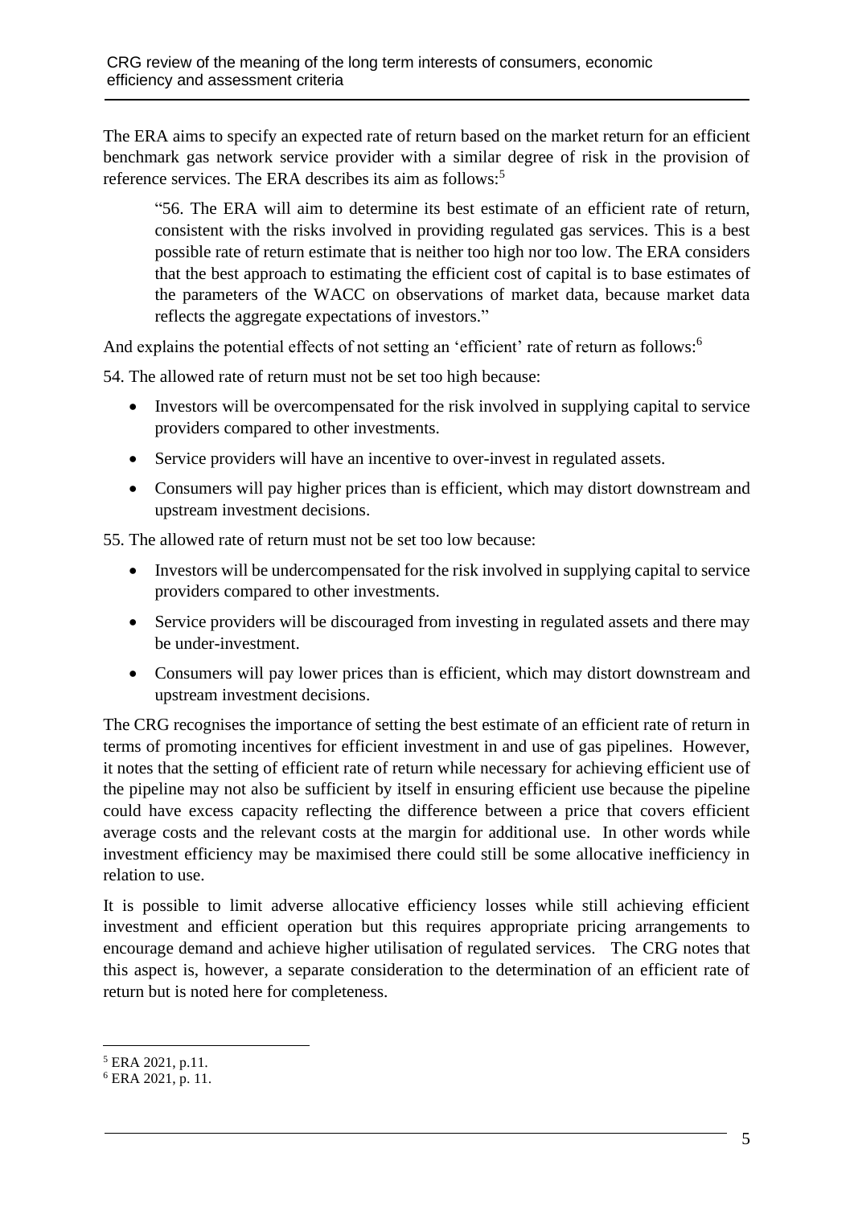The ERA aims to specify an expected rate of return based on the market return for an efficient benchmark gas network service provider with a similar degree of risk in the provision of reference services. The ERA describes its aim as follows:[5]

> "56. The ERA will aim to determine its best estimate of an efficient rate of return, consistent with the risks involved in providing regulated gas services. This is a best possible rate of return estimate that is neither too high nor too low. The ERA considers that the best approach to estimating the efficient cost of capital is to base estimates of the parameters of the WACC on observations of market data, because market data reflects the aggregate expectations of investors."

And explains the potential effects of not setting an 'efficient' rate of return as follows:[6]

54. The allowed rate of return must not be set too high because:

- Investors will be overcompensated for the risk involved in supplying capital to service providers compared to other investments.
- Service providers will have an incentive to over-invest in regulated assets.
- Consumers will pay higher prices than is efficient, which may distort downstream and upstream investment decisions.

55. The allowed rate of return must not be set too low because:

- Investors will be undercompensated for the risk involved in supplying capital to service providers compared to other investments.
- Service providers will be discouraged from investing in regulated assets and there may be under-investment.
- Consumers will pay lower prices than is efficient, which may distort downstream and upstream investment decisions.

The CRG recognises the importance of setting the best estimate of an efficient rate of return in terms of promoting incentives for efficient investment in and use of gas pipelines. However, it notes that the setting of efficient rate of return while necessary for achieving efficient use of the pipeline may not also be sufficient by itself in ensuring efficient use because the pipeline could have excess capacity reflecting the difference between a price that covers efficient average costs and the relevant costs at the margin for additional use. In other words while investment efficiency may be maximised there could still be some allocative inefficiency in relation to use.

It is possible to limit adverse allocative efficiency losses while still achieving efficient investment and efficient operation but this requires appropriate pricing arrangements to encourage demand and achieve higher utilisation of regulated services. The CRG notes that this aspect is, however, a separate consideration to the determination of an efficient rate of return but is noted here for completeness.

[5] ERA 2021, p.11.

[6] ERA 2021, p. 11.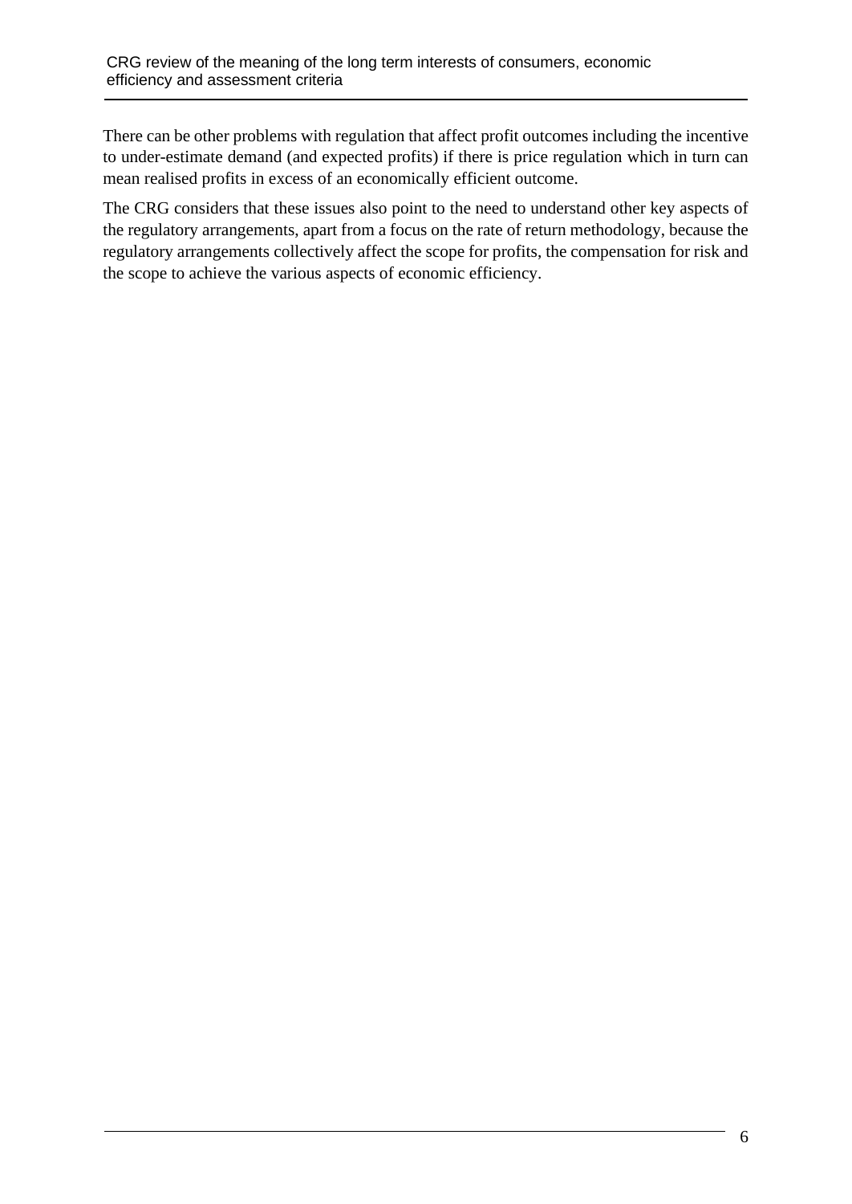There can be other problems with regulation that affect profit outcomes including the incentive to under-estimate demand (and expected profits) if there is price regulation which in turn can mean realised profits in excess of an economically efficient outcome.

The CRG considers that these issues also point to the need to understand other key aspects of the regulatory arrangements, apart from a focus on the rate of return methodology, because the regulatory arrangements collectively affect the scope for profits, the compensation for risk and the scope to achieve the various aspects of economic efficiency.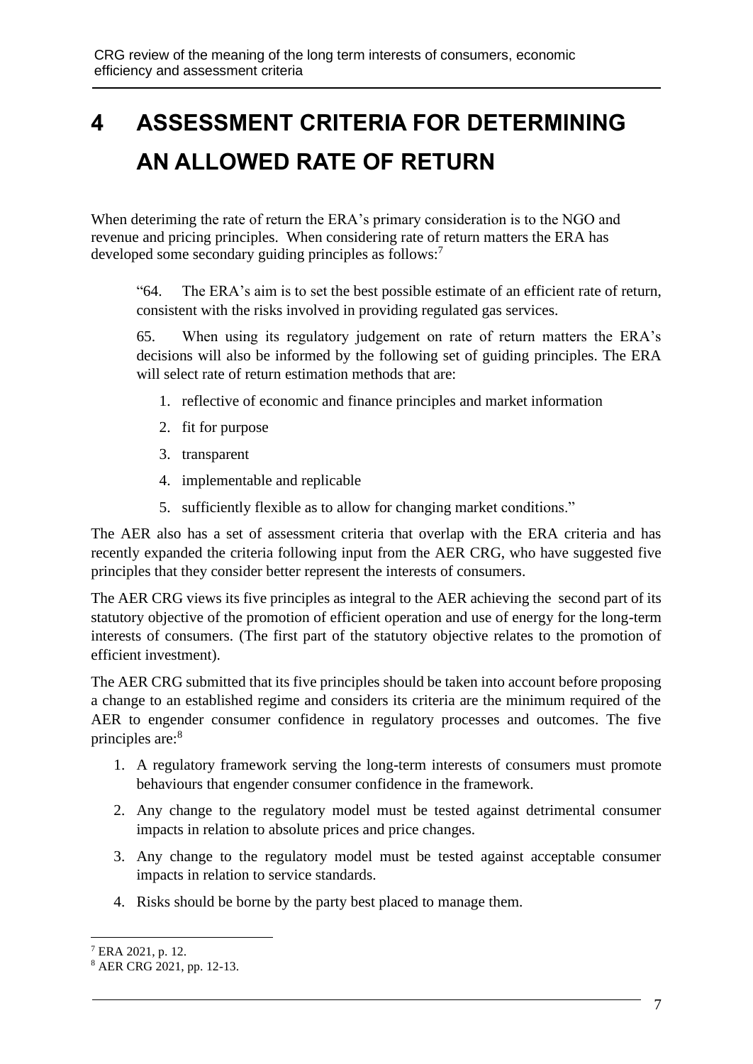# 4 ASSESSMENT CRITERIA FOR DETERMINING AN ALLOWED RATE OF RETURN

When deteriming the rate of return the ERA's primary consideration is to the NGO and revenue and pricing principles. When considering rate of return matters the ERA has developed some secondary guiding principles as follows:[7]

> "64. The ERA's aim is to set the best possible estimate of an efficient rate of return, consistent with the risks involved in providing regulated gas services.
>
> 65. When using its regulatory judgement on rate of return matters the ERA's decisions will also be informed by the following set of guiding principles. The ERA will select rate of return estimation methods that are:
>
> 1. reflective of economic and finance principles and market information
> 2. fit for purpose
> 3. transparent
> 4. implementable and replicable
> 5. sufficiently flexible as to allow for changing market conditions."

The AER also has a set of assessment criteria that overlap with the ERA criteria and has recently expanded the criteria following input from the AER CRG, who have suggested five principles that they consider better represent the interests of consumers.

The AER CRG views its five principles as integral to the AER achieving the second part of its statutory objective of the promotion of efficient operation and use of energy for the long-term interests of consumers. (The first part of the statutory objective relates to the promotion of efficient investment).

The AER CRG submitted that its five principles should be taken into account before proposing a change to an established regime and considers its criteria are the minimum required of the AER to engender consumer confidence in regulatory processes and outcomes. The five principles are:[8]

1. A regulatory framework serving the long-term interests of consumers must promote behaviours that engender consumer confidence in the framework.
2. Any change to the regulatory model must be tested against detrimental consumer impacts in relation to absolute prices and price changes.
3. Any change to the regulatory model must be tested against acceptable consumer impacts in relation to service standards.
4. Risks should be borne by the party best placed to manage them.

---

[7] ERA 2021, p. 12.

[8] AER CRG 2021, pp. 12-13.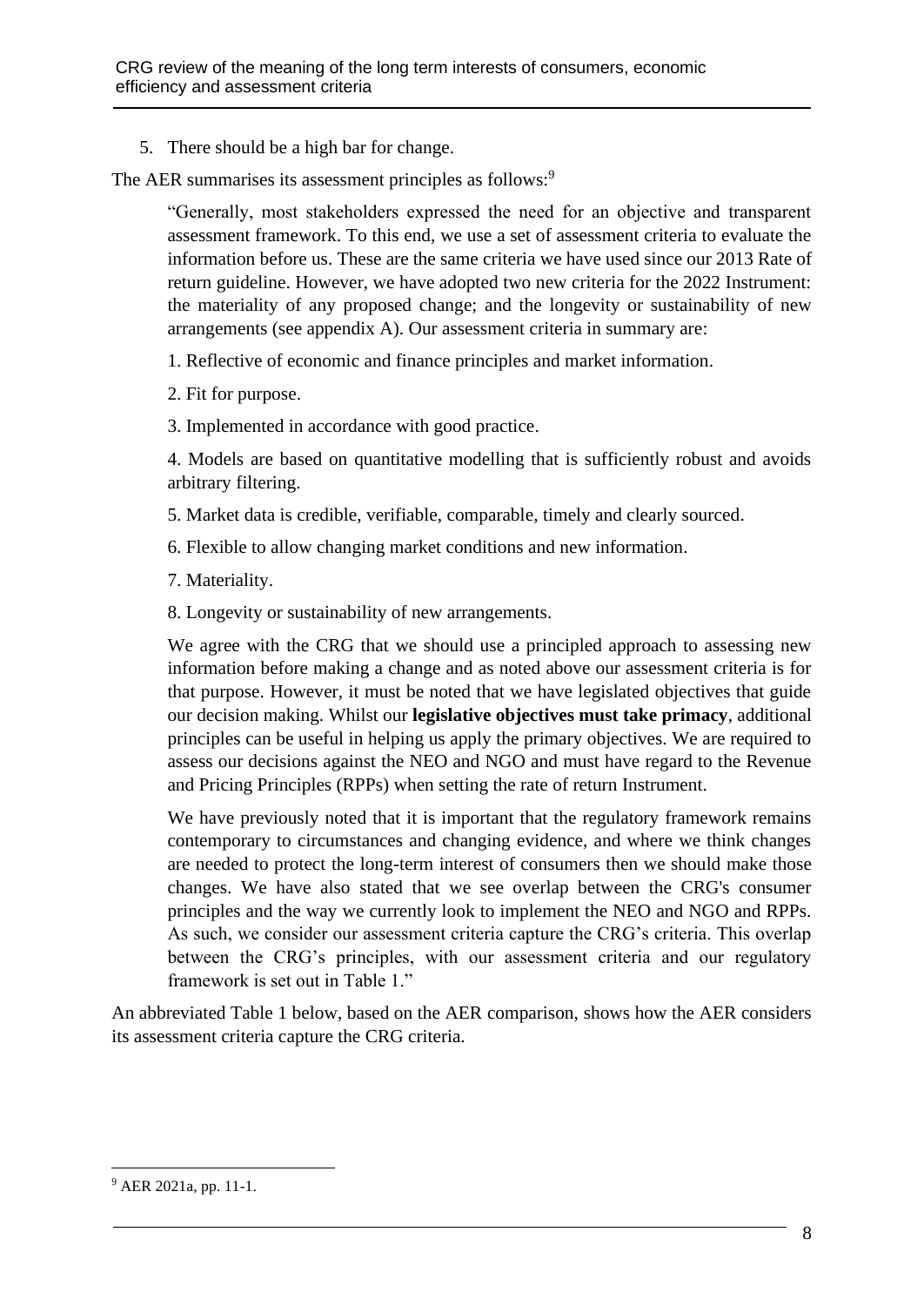5. There should be a high bar for change.

The AER summarises its assessment principles as follows:[9]

> "Generally, most stakeholders expressed the need for an objective and transparent assessment framework. To this end, we use a set of assessment criteria to evaluate the information before us. These are the same criteria we have used since our 2013 Rate of return guideline. However, we have adopted two new criteria for the 2022 Instrument: the materiality of any proposed change; and the longevity or sustainability of new arrangements (see appendix A). Our assessment criteria in summary are:
>
> 1. Reflective of economic and finance principles and market information.
>
> 2. Fit for purpose.
>
> 3. Implemented in accordance with good practice.
>
> 4. Models are based on quantitative modelling that is sufficiently robust and avoids arbitrary filtering.
>
> 5. Market data is credible, verifiable, comparable, timely and clearly sourced.
>
> 6. Flexible to allow changing market conditions and new information.
>
> 7. Materiality.
>
> 8. Longevity or sustainability of new arrangements.
>
> We agree with the CRG that we should use a principled approach to assessing new information before making a change and as noted above our assessment criteria is for that purpose. However, it must be noted that we have legislated objectives that guide our decision making. Whilst our **legislative objectives must take primacy**, additional principles can be useful in helping us apply the primary objectives. We are required to assess our decisions against the NEO and NGO and must have regard to the Revenue and Pricing Principles (RPPs) when setting the rate of return Instrument.
>
> We have previously noted that it is important that the regulatory framework remains contemporary to circumstances and changing evidence, and where we think changes are needed to protect the long-term interest of consumers then we should make those changes. We have also stated that we see overlap between the CRG's consumer principles and the way we currently look to implement the NEO and NGO and RPPs. As such, we consider our assessment criteria capture the CRG's criteria. This overlap between the CRG's principles, with our assessment criteria and our regulatory framework is set out in Table 1."

An abbreviated Table 1 below, based on the AER comparison, shows how the AER considers its assessment criteria capture the CRG criteria.

[9] AER 2021a, pp. 11-1.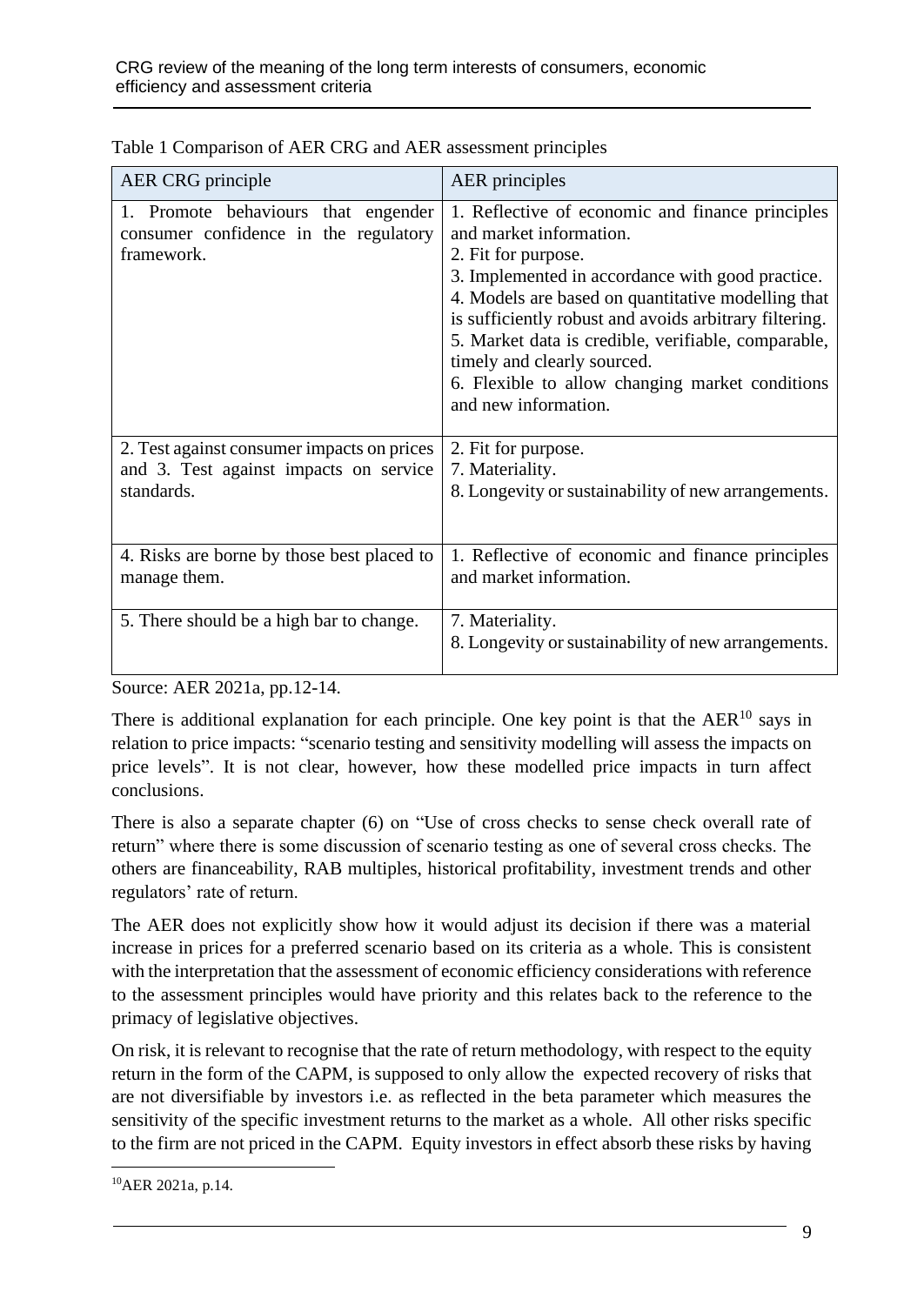Table 1 Comparison of AER CRG and AER assessment principles

| AER CRG principle | AER principles |
|---|---|
| 1. Promote behaviours that engender consumer confidence in the regulatory framework. | 1. Reflective of economic and finance principles and market information.<br>2. Fit for purpose.<br>3. Implemented in accordance with good practice.<br>4. Models are based on quantitative modelling that is sufficiently robust and avoids arbitrary filtering.<br>5. Market data is credible, verifiable, comparable, timely and clearly sourced.<br>6. Flexible to allow changing market conditions and new information. |
| 2. Test against consumer impacts on prices and 3. Test against impacts on service standards. | 2. Fit for purpose.<br>7. Materiality.<br>8. Longevity or sustainability of new arrangements. |
| 4. Risks are borne by those best placed to manage them. | 1. Reflective of economic and finance principles and market information. |
| 5. There should be a high bar to change. | 7. Materiality.<br>8. Longevity or sustainability of new arrangements. |

Source: AER 2021a, pp.12-14.

There is additional explanation for each principle. One key point is that the AER[10] says in relation to price impacts: "scenario testing and sensitivity modelling will assess the impacts on price levels". It is not clear, however, how these modelled price impacts in turn affect conclusions.

There is also a separate chapter (6) on "Use of cross checks to sense check overall rate of return" where there is some discussion of scenario testing as one of several cross checks. The others are financeability, RAB multiples, historical profitability, investment trends and other regulators' rate of return.

The AER does not explicitly show how it would adjust its decision if there was a material increase in prices for a preferred scenario based on its criteria as a whole. This is consistent with the interpretation that the assessment of economic efficiency considerations with reference to the assessment principles would have priority and this relates back to the reference to the primacy of legislative objectives.

On risk, it is relevant to recognise that the rate of return methodology, with respect to the equity return in the form of the CAPM, is supposed to only allow the expected recovery of risks that are not diversifiable by investors i.e. as reflected in the beta parameter which measures the sensitivity of the specific investment returns to the market as a whole. All other risks specific to the firm are not priced in the CAPM. Equity investors in effect absorb these risks by having

[10] AER 2021a, p.14.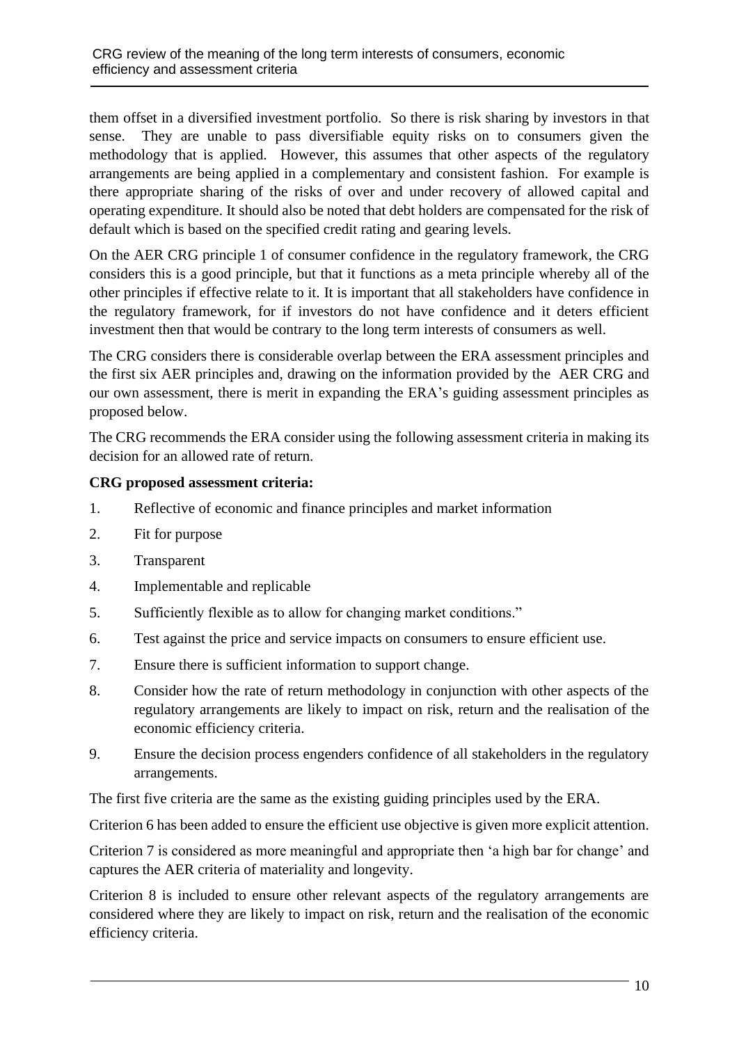them offset in a diversified investment portfolio. So there is risk sharing by investors in that sense. They are unable to pass diversifiable equity risks on to consumers given the methodology that is applied. However, this assumes that other aspects of the regulatory arrangements are being applied in a complementary and consistent fashion. For example is there appropriate sharing of the risks of over and under recovery of allowed capital and operating expenditure. It should also be noted that debt holders are compensated for the risk of default which is based on the specified credit rating and gearing levels.

On the AER CRG principle 1 of consumer confidence in the regulatory framework, the CRG considers this is a good principle, but that it functions as a meta principle whereby all of the other principles if effective relate to it. It is important that all stakeholders have confidence in the regulatory framework, for if investors do not have confidence and it deters efficient investment then that would be contrary to the long term interests of consumers as well.

The CRG considers there is considerable overlap between the ERA assessment principles and the first six AER principles and, drawing on the information provided by the AER CRG and our own assessment, there is merit in expanding the ERA's guiding assessment principles as proposed below.

The CRG recommends the ERA consider using the following assessment criteria in making its decision for an allowed rate of return.

**CRG proposed assessment criteria:**

1. Reflective of economic and finance principles and market information
2. Fit for purpose
3. Transparent
4. Implementable and replicable
5. Sufficiently flexible as to allow for changing market conditions."
6. Test against the price and service impacts on consumers to ensure efficient use.
7. Ensure there is sufficient information to support change.
8. Consider how the rate of return methodology in conjunction with other aspects of the regulatory arrangements are likely to impact on risk, return and the realisation of the economic efficiency criteria.
9. Ensure the decision process engenders confidence of all stakeholders in the regulatory arrangements.

The first five criteria are the same as the existing guiding principles used by the ERA.

Criterion 6 has been added to ensure the efficient use objective is given more explicit attention.

Criterion 7 is considered as more meaningful and appropriate then 'a high bar for change' and captures the AER criteria of materiality and longevity.

Criterion 8 is included to ensure other relevant aspects of the regulatory arrangements are considered where they are likely to impact on risk, return and the realisation of the economic efficiency criteria.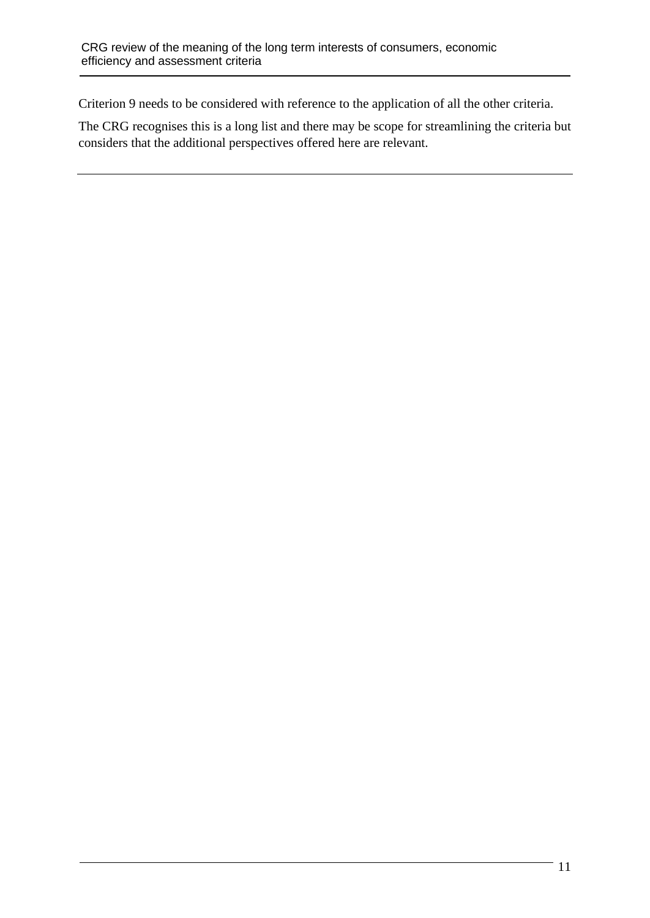Criterion 9 needs to be considered with reference to the application of all the other criteria.

The CRG recognises this is a long list and there may be scope for streamlining the criteria but considers that the additional perspectives offered here are relevant.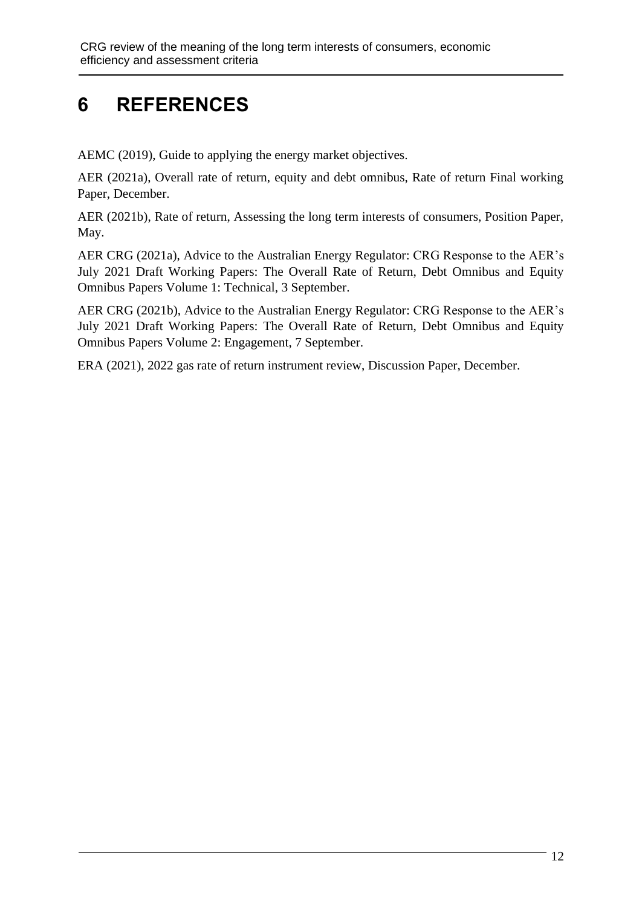# 6 REFERENCES

AEMC (2019), Guide to applying the energy market objectives.

AER (2021a), Overall rate of return, equity and debt omnibus, Rate of return Final working Paper, December.

AER (2021b), Rate of return, Assessing the long term interests of consumers, Position Paper, May.

AER CRG (2021a), Advice to the Australian Energy Regulator: CRG Response to the AER's July 2021 Draft Working Papers: The Overall Rate of Return, Debt Omnibus and Equity Omnibus Papers Volume 1: Technical, 3 September.

AER CRG (2021b), Advice to the Australian Energy Regulator: CRG Response to the AER's July 2021 Draft Working Papers: The Overall Rate of Return, Debt Omnibus and Equity Omnibus Papers Volume 2: Engagement, 7 September.

ERA (2021), 2022 gas rate of return instrument review, Discussion Paper, December.